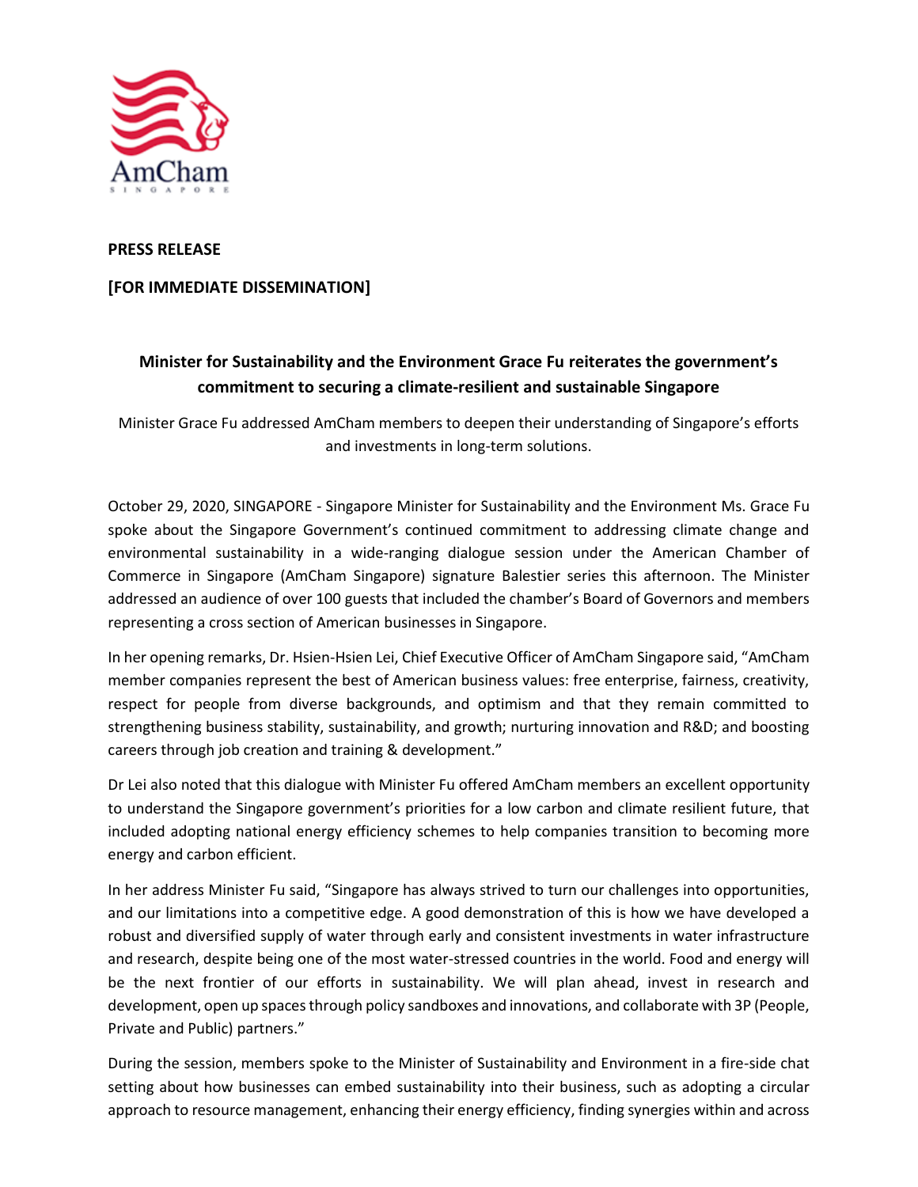**PRESS RELEASE**

**[FOR IMMEDIATE DISSEMINATION]**

## Minister for Sustainability and the Environment Grace Fu reiterates the government's commitment to securing a climate-resilient and sustainable Singapore

Minister Grace Fu addressed AmCham members to deepen their understanding of Singapore's efforts and investments in long-term solutions.

October 29, 2020, SINGAPORE - Singapore Minister for Sustainability and the Environment Ms. Grace Fu spoke about the Singapore Government's continued commitment to addressing climate change and environmental sustainability in a wide-ranging dialogue session under the American Chamber of Commerce in Singapore (AmCham Singapore) signature Balestier series this afternoon. The Minister addressed an audience of over 100 guests that included the chamber's Board of Governors and members representing a cross section of American businesses in Singapore.

In her opening remarks, Dr. Hsien-Hsien Lei, Chief Executive Officer of AmCham Singapore said, "AmCham member companies represent the best of American business values: free enterprise, fairness, creativity, respect for people from diverse backgrounds, and optimism and that they remain committed to strengthening business stability, sustainability, and growth; nurturing innovation and R&D; and boosting careers through job creation and training & development."

Dr Lei also noted that this dialogue with Minister Fu offered AmCham members an excellent opportunity to understand the Singapore government's priorities for a low carbon and climate resilient future, that included adopting national energy efficiency schemes to help companies transition to becoming more energy and carbon efficient.

In her address Minister Fu said, "Singapore has always strived to turn our challenges into opportunities, and our limitations into a competitive edge. A good demonstration of this is how we have developed a robust and diversified supply of water through early and consistent investments in water infrastructure and research, despite being one of the most water-stressed countries in the world. Food and energy will be the next frontier of our efforts in sustainability. We will plan ahead, invest in research and development, open up spaces through policy sandboxes and innovations, and collaborate with 3P (People, Private and Public) partners."

During the session, members spoke to the Minister of Sustainability and Environment in a fire-side chat setting about how businesses can embed sustainability into their business, such as adopting a circular approach to resource management, enhancing their energy efficiency, finding synergies within and across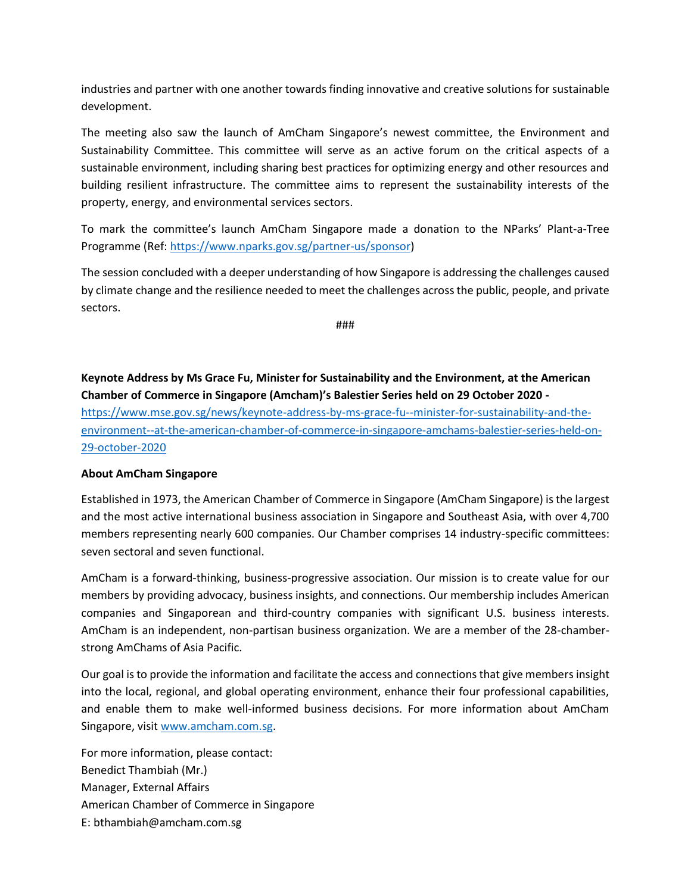industries and partner with one another towards finding innovative and creative solutions for sustainable development.

The meeting also saw the launch of AmCham Singapore's newest committee, the Environment and Sustainability Committee. This committee will serve as an active forum on the critical aspects of a sustainable environment, including sharing best practices for optimizing energy and other resources and building resilient infrastructure. The committee aims to represent the sustainability interests of the property, energy, and environmental services sectors.

To mark the committee's launch AmCham Singapore made a donation to the NParks' Plant-a-Tree Programme (Ref: [https://www.nparks.gov.sg/partner-us/sponsor](https://www.nparks.gov.sg/partner-us/sponsor))

The session concluded with a deeper understanding of how Singapore is addressing the challenges caused by climate change and the resilience needed to meet the challenges across the public, people, and private sectors.

###

**Keynote Address by Ms Grace Fu, Minister for Sustainability and the Environment, at the American Chamber of Commerce in Singapore (Amcham)'s Balestier Series held on 29 October 2020 -**
[https://www.mse.gov.sg/news/keynote-address-by-ms-grace-fu--minister-for-sustainability-and-the-environment--at-the-american-chamber-of-commerce-in-singapore-amchams-balestier-series-held-on-29-october-2020](https://www.mse.gov.sg/news/keynote-address-by-ms-grace-fu--minister-for-sustainability-and-the-environment--at-the-american-chamber-of-commerce-in-singapore-amchams-balestier-series-held-on-29-october-2020)

**About AmCham Singapore**

Established in 1973, the American Chamber of Commerce in Singapore (AmCham Singapore) is the largest and the most active international business association in Singapore and Southeast Asia, with over 4,700 members representing nearly 600 companies. Our Chamber comprises 14 industry-specific committees: seven sectoral and seven functional.

AmCham is a forward-thinking, business-progressive association. Our mission is to create value for our members by providing advocacy, business insights, and connections. Our membership includes American companies and Singaporean and third-country companies with significant U.S. business interests. AmCham is an independent, non-partisan business organization. We are a member of the 28-chamber-strong AmChams of Asia Pacific.

Our goal is to provide the information and facilitate the access and connections that give members insight into the local, regional, and global operating environment, enhance their four professional capabilities, and enable them to make well-informed business decisions. For more information about AmCham Singapore, visit [www.amcham.com.sg](www.amcham.com.sg).

For more information, please contact:
Benedict Thambiah (Mr.)
Manager, External Affairs
American Chamber of Commerce in Singapore
E: bthambiah@amcham.com.sg